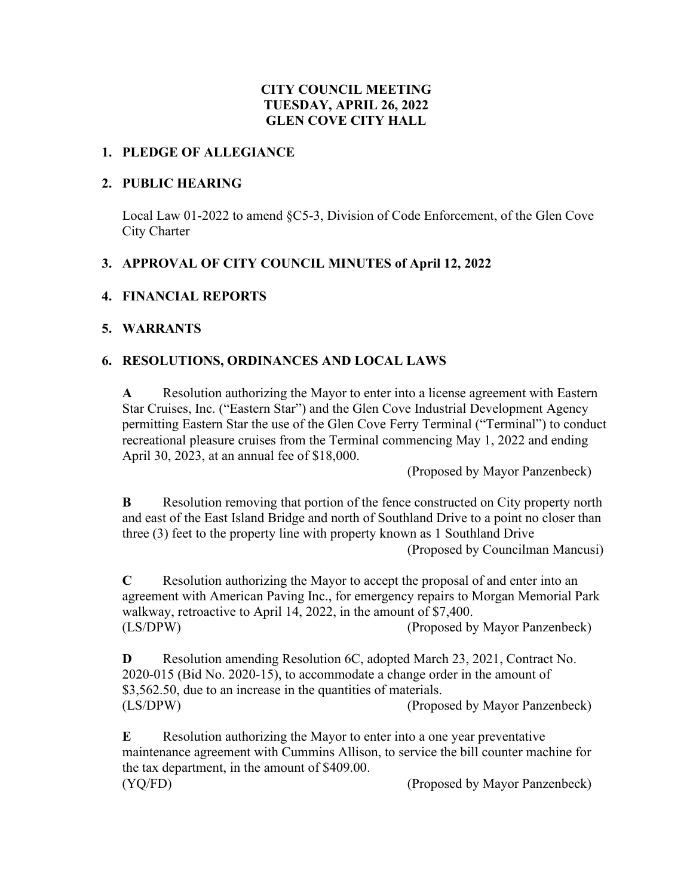# CITY COUNCIL MEETING
# TUESDAY, APRIL 26, 2022
# GLEN COVE CITY HALL

## 1. PLEDGE OF ALLEGIANCE

## 2. PUBLIC HEARING

Local Law 01-2022 to amend §C5-3, Division of Code Enforcement, of the Glen Cove City Charter

## 3. APPROVAL OF CITY COUNCIL MINUTES of April 12, 2022

## 4. FINANCIAL REPORTS

## 5. WARRANTS

## 6. RESOLUTIONS, ORDINANCES AND LOCAL LAWS

**A** Resolution authorizing the Mayor to enter into a license agreement with Eastern Star Cruises, Inc. ("Eastern Star") and the Glen Cove Industrial Development Agency permitting Eastern Star the use of the Glen Cove Ferry Terminal ("Terminal") to conduct recreational pleasure cruises from the Terminal commencing May 1, 2022 and ending April 30, 2023, at an annual fee of $18,000.

(Proposed by Mayor Panzenbeck)

**B** Resolution removing that portion of the fence constructed on City property north and east of the East Island Bridge and north of Southland Drive to a point no closer than three (3) feet to the property line with property known as 1 Southland Drive

(Proposed by Councilman Mancusi)

**C** Resolution authorizing the Mayor to accept the proposal of and enter into an agreement with American Paving Inc., for emergency repairs to Morgan Memorial Park walkway, retroactive to April 14, 2022, in the amount of $7,400.

(LS/DPW) (Proposed by Mayor Panzenbeck)

**D** Resolution amending Resolution 6C, adopted March 23, 2021, Contract No. 2020-015 (Bid No. 2020-15), to accommodate a change order in the amount of $3,562.50, due to an increase in the quantities of materials.

(LS/DPW) (Proposed by Mayor Panzenbeck)

**E** Resolution authorizing the Mayor to enter into a one year preventative maintenance agreement with Cummins Allison, to service the bill counter machine for the tax department, in the amount of $409.00.

(YQ/FD) (Proposed by Mayor Panzenbeck)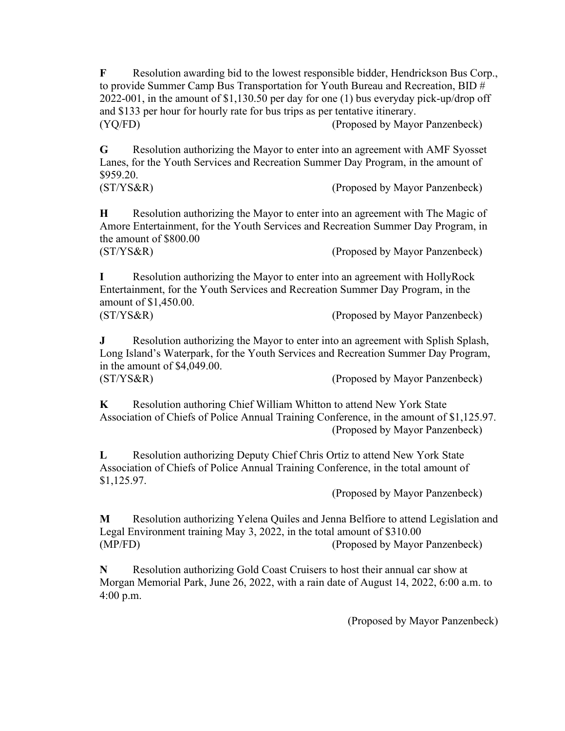**F** Resolution awarding bid to the lowest responsible bidder, Hendrickson Bus Corp., to provide Summer Camp Bus Transportation for Youth Bureau and Recreation, BID # 2022-001, in the amount of $1,130.50 per day for one (1) bus everyday pick-up/drop off and $133 per hour for hourly rate for bus trips as per tentative itinerary.
(YQ/FD) (Proposed by Mayor Panzenbeck)

**G** Resolution authorizing the Mayor to enter into an agreement with AMF Syosset Lanes, for the Youth Services and Recreation Summer Day Program, in the amount of $959.20.
(ST/YS&R) (Proposed by Mayor Panzenbeck)

**H** Resolution authorizing the Mayor to enter into an agreement with The Magic of Amore Entertainment, for the Youth Services and Recreation Summer Day Program, in the amount of $800.00
(ST/YS&R) (Proposed by Mayor Panzenbeck)

**I** Resolution authorizing the Mayor to enter into an agreement with HollyRock Entertainment, for the Youth Services and Recreation Summer Day Program, in the amount of $1,450.00.
(ST/YS&R) (Proposed by Mayor Panzenbeck)

**J** Resolution authorizing the Mayor to enter into an agreement with Splish Splash, Long Island's Waterpark, for the Youth Services and Recreation Summer Day Program, in the amount of $4,049.00.
(ST/YS&R) (Proposed by Mayor Panzenbeck)

**K** Resolution authoring Chief William Whitton to attend New York State Association of Chiefs of Police Annual Training Conference, in the amount of $1,125.97.
(Proposed by Mayor Panzenbeck)

**L** Resolution authorizing Deputy Chief Chris Ortiz to attend New York State Association of Chiefs of Police Annual Training Conference, in the total amount of $1,125.97.
(Proposed by Mayor Panzenbeck)

**M** Resolution authorizing Yelena Quiles and Jenna Belfiore to attend Legislation and Legal Environment training May 3, 2022, in the total amount of $310.00
(MP/FD) (Proposed by Mayor Panzenbeck)

**N** Resolution authorizing Gold Coast Cruisers to host their annual car show at Morgan Memorial Park, June 26, 2022, with a rain date of August 14, 2022, 6:00 a.m. to 4:00 p.m.

(Proposed by Mayor Panzenbeck)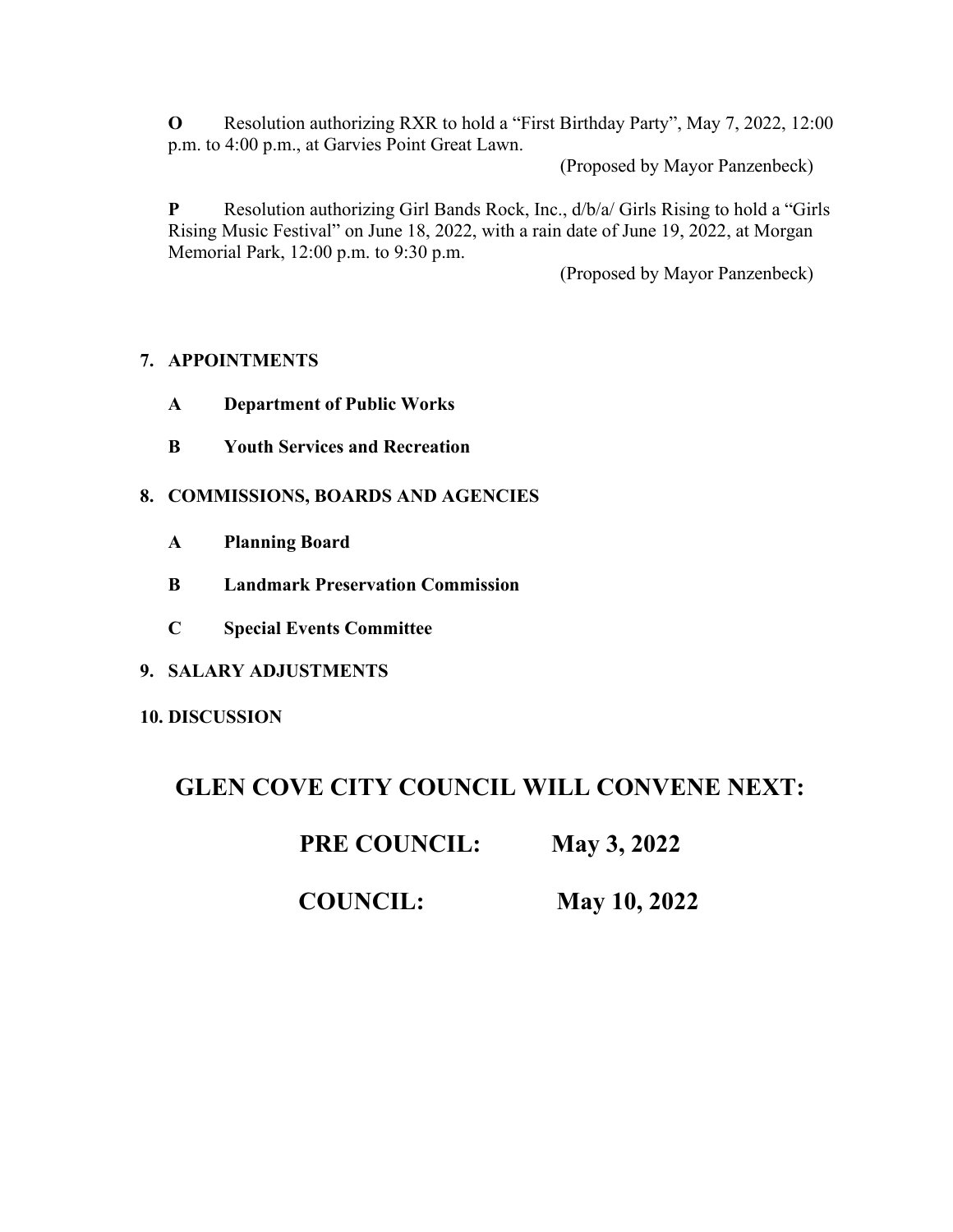**O** Resolution authorizing RXR to hold a "First Birthday Party", May 7, 2022, 12:00 p.m. to 4:00 p.m., at Garvies Point Great Lawn.

(Proposed by Mayor Panzenbeck)

**P** Resolution authorizing Girl Bands Rock, Inc., d/b/a/ Girls Rising to hold a "Girls Rising Music Festival" on June 18, 2022, with a rain date of June 19, 2022, at Morgan Memorial Park, 12:00 p.m. to 9:30 p.m.

(Proposed by Mayor Panzenbeck)

**7. APPOINTMENTS**

**A Department of Public Works**

**B Youth Services and Recreation**

**8. COMMISSIONS, BOARDS AND AGENCIES**

**A Planning Board**

**B Landmark Preservation Commission**

**C Special Events Committee**

**9. SALARY ADJUSTMENTS**

**10. DISCUSSION**

## GLEN COVE CITY COUNCIL WILL CONVENE NEXT:

**PRE COUNCIL: May 3, 2022**

**COUNCIL: May 10, 2022**